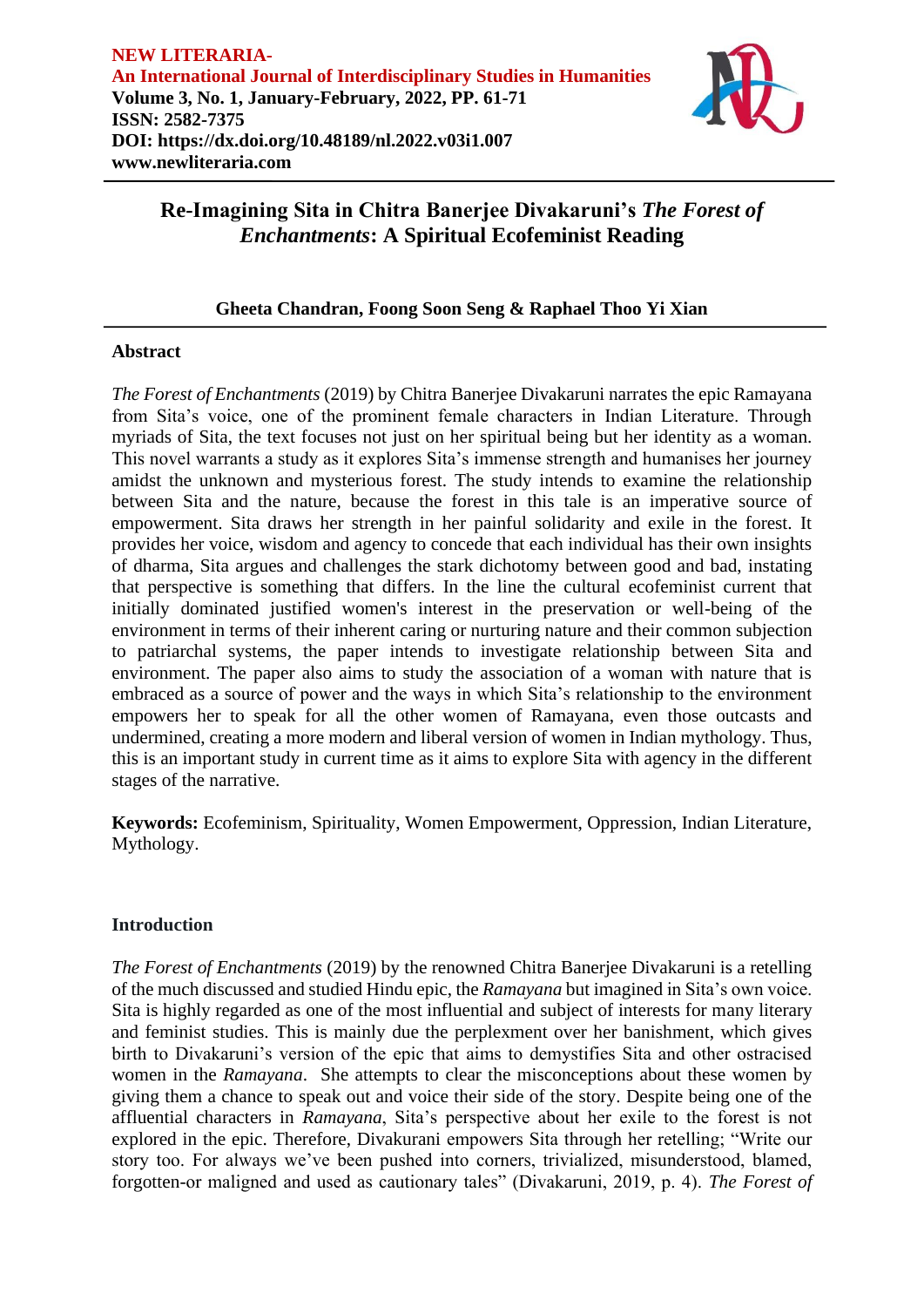**NEW LITERARIA-**
**An International Journal of Interdisciplinary Studies in Humanities**
**Volume 3, No. 1, January-February, 2022, PP. 61-71**
**ISSN: 2582-7375**
**DOI: https://dx.doi.org/10.48189/nl.2022.v03i1.007**
**www.newliteraria.com**

# Re-Imagining Sita in Chitra Banerjee Divakaruni's *The Forest of Enchantments*: A Spiritual Ecofeminist Reading

**Gheeta Chandran, Foong Soon Seng & Raphael Thoo Yi Xian**

## Abstract

*The Forest of Enchantments* (2019) by Chitra Banerjee Divakaruni narrates the epic Ramayana from Sita's voice, one of the prominent female characters in Indian Literature. Through myriads of Sita, the text focuses not just on her spiritual being but her identity as a woman. This novel warrants a study as it explores Sita's immense strength and humanises her journey amidst the unknown and mysterious forest. The study intends to examine the relationship between Sita and the nature, because the forest in this tale is an imperative source of empowerment. Sita draws her strength in her painful solidarity and exile in the forest. It provides her voice, wisdom and agency to concede that each individual has their own insights of dharma, Sita argues and challenges the stark dichotomy between good and bad, instating that perspective is something that differs. In the line the cultural ecofeminist current that initially dominated justified women's interest in the preservation or well-being of the environment in terms of their inherent caring or nurturing nature and their common subjection to patriarchal systems, the paper intends to investigate relationship between Sita and environment. The paper also aims to study the association of a woman with nature that is embraced as a source of power and the ways in which Sita's relationship to the environment empowers her to speak for all the other women of Ramayana, even those outcasts and undermined, creating a more modern and liberal version of women in Indian mythology. Thus, this is an important study in current time as it aims to explore Sita with agency in the different stages of the narrative.

**Keywords:** Ecofeminism, Spirituality, Women Empowerment, Oppression, Indian Literature, Mythology.

## Introduction

*The Forest of Enchantments* (2019) by the renowned Chitra Banerjee Divakaruni is a retelling of the much discussed and studied Hindu epic, the *Ramayana* but imagined in Sita's own voice. Sita is highly regarded as one of the most influential and subject of interests for many literary and feminist studies. This is mainly due the perplexment over her banishment, which gives birth to Divakaruni's version of the epic that aims to demystifies Sita and other ostracised women in the *Ramayana*. She attempts to clear the misconceptions about these women by giving them a chance to speak out and voice their side of the story. Despite being one of the affluential characters in *Ramayana*, Sita's perspective about her exile to the forest is not explored in the epic. Therefore, Divakurani empowers Sita through her retelling; "Write our story too. For always we've been pushed into corners, trivialized, misunderstood, blamed, forgotten-or maligned and used as cautionary tales" (Divakaruni, 2019, p. 4). *The Forest of*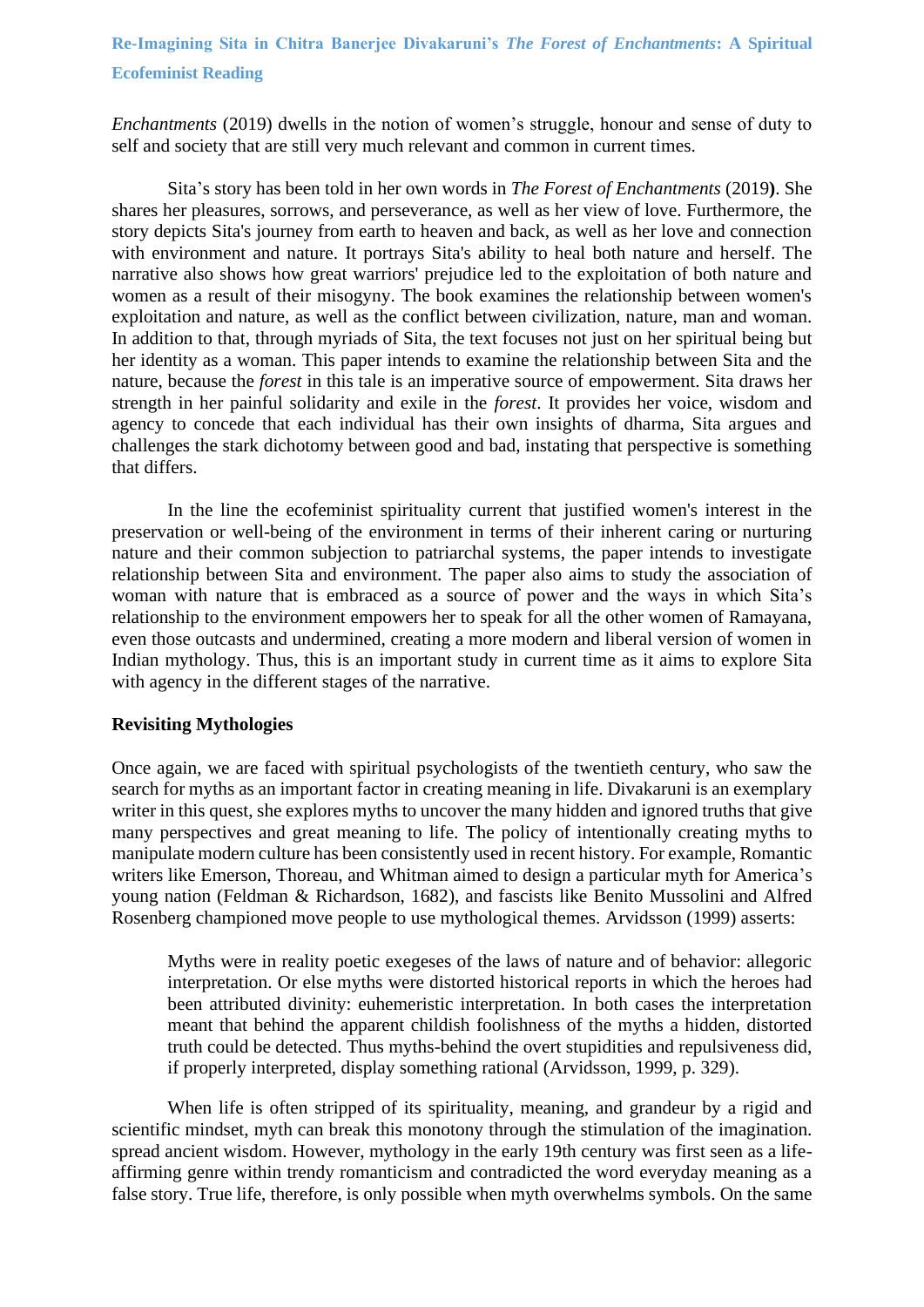*Enchantments* (2019) dwells in the notion of women's struggle, honour and sense of duty to self and society that are still very much relevant and common in current times.

Sita's story has been told in her own words in *The Forest of Enchantments* (2019**)**. She shares her pleasures, sorrows, and perseverance, as well as her view of love. Furthermore, the story depicts Sita's journey from earth to heaven and back, as well as her love and connection with environment and nature. It portrays Sita's ability to heal both nature and herself. The narrative also shows how great warriors' prejudice led to the exploitation of both nature and women as a result of their misogyny. The book examines the relationship between women's exploitation and nature, as well as the conflict between civilization, nature, man and woman. In addition to that, through myriads of Sita, the text focuses not just on her spiritual being but her identity as a woman. This paper intends to examine the relationship between Sita and the nature, because the *forest* in this tale is an imperative source of empowerment. Sita draws her strength in her painful solidarity and exile in the *forest*. It provides her voice, wisdom and agency to concede that each individual has their own insights of dharma, Sita argues and challenges the stark dichotomy between good and bad, instating that perspective is something that differs.

In the line the ecofeminist spirituality current that justified women's interest in the preservation or well-being of the environment in terms of their inherent caring or nurturing nature and their common subjection to patriarchal systems, the paper intends to investigate relationship between Sita and environment. The paper also aims to study the association of woman with nature that is embraced as a source of power and the ways in which Sita's relationship to the environment empowers her to speak for all the other women of Ramayana, even those outcasts and undermined, creating a more modern and liberal version of women in Indian mythology. Thus, this is an important study in current time as it aims to explore Sita with agency in the different stages of the narrative.

**Revisiting Mythologies**

Once again, we are faced with spiritual psychologists of the twentieth century, who saw the search for myths as an important factor in creating meaning in life. Divakaruni is an exemplary writer in this quest, she explores myths to uncover the many hidden and ignored truths that give many perspectives and great meaning to life. The policy of intentionally creating myths to manipulate modern culture has been consistently used in recent history. For example, Romantic writers like Emerson, Thoreau, and Whitman aimed to design a particular myth for America's young nation (Feldman & Richardson, 1682), and fascists like Benito Mussolini and Alfred Rosenberg championed move people to use mythological themes. Arvidsson (1999) asserts:

> Myths were in reality poetic exegeses of the laws of nature and of behavior: allegoric interpretation. Or else myths were distorted historical reports in which the heroes had been attributed divinity: euhemeristic interpretation. In both cases the interpretation meant that behind the apparent childish foolishness of the myths a hidden, distorted truth could be detected. Thus myths-behind the overt stupidities and repulsiveness did, if properly interpreted, display something rational (Arvidsson, 1999, p. 329).

When life is often stripped of its spirituality, meaning, and grandeur by a rigid and scientific mindset, myth can break this monotony through the stimulation of the imagination. spread ancient wisdom. However, mythology in the early 19th century was first seen as a life-affirming genre within trendy romanticism and contradicted the word everyday meaning as a false story. True life, therefore, is only possible when myth overwhelms symbols. On the same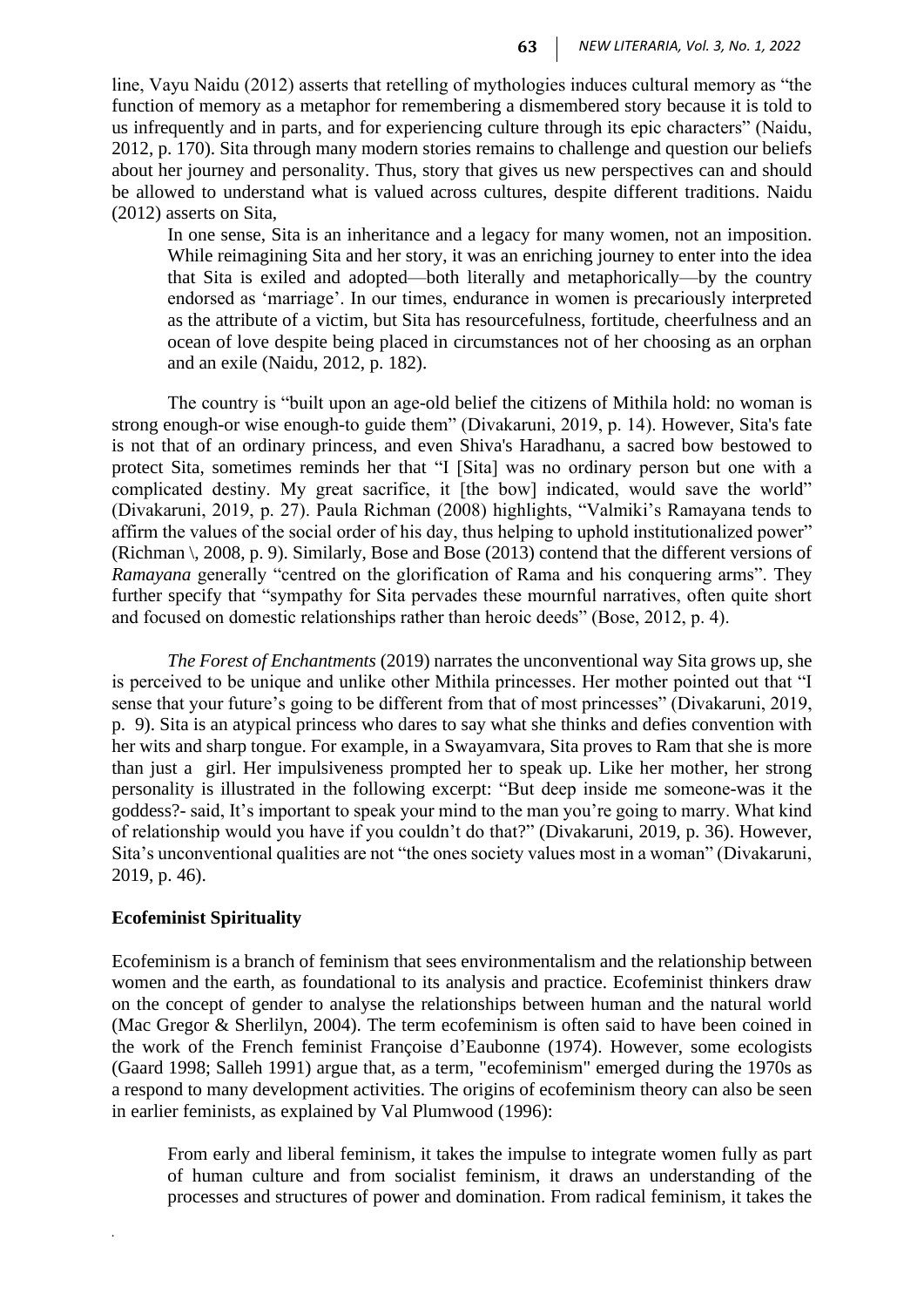line, Vayu Naidu (2012) asserts that retelling of mythologies induces cultural memory as "the function of memory as a metaphor for remembering a dismembered story because it is told to us infrequently and in parts, and for experiencing culture through its epic characters" (Naidu, 2012, p. 170). Sita through many modern stories remains to challenge and question our beliefs about her journey and personality. Thus, story that gives us new perspectives can and should be allowed to understand what is valued across cultures, despite different traditions. Naidu (2012) asserts on Sita,

> In one sense, Sita is an inheritance and a legacy for many women, not an imposition. While reimagining Sita and her story, it was an enriching journey to enter into the idea that Sita is exiled and adopted—both literally and metaphorically—by the country endorsed as 'marriage'. In our times, endurance in women is precariously interpreted as the attribute of a victim, but Sita has resourcefulness, fortitude, cheerfulness and an ocean of love despite being placed in circumstances not of her choosing as an orphan and an exile (Naidu, 2012, p. 182).

The country is "built upon an age-old belief the citizens of Mithila hold: no woman is strong enough-or wise enough-to guide them" (Divakaruni, 2019, p. 14). However, Sita's fate is not that of an ordinary princess, and even Shiva's Haradhanu, a sacred bow bestowed to protect Sita, sometimes reminds her that "I [Sita] was no ordinary person but one with a complicated destiny. My great sacrifice, it [the bow] indicated, would save the world" (Divakaruni, 2019, p. 27). Paula Richman (2008) highlights, "Valmiki's Ramayana tends to affirm the values of the social order of his day, thus helping to uphold institutionalized power" (Richman \, 2008, p. 9). Similarly, Bose and Bose (2013) contend that the different versions of *Ramayana* generally "centred on the glorification of Rama and his conquering arms". They further specify that "sympathy for Sita pervades these mournful narratives, often quite short and focused on domestic relationships rather than heroic deeds" (Bose, 2012, p. 4).

*The Forest of Enchantments* (2019) narrates the unconventional way Sita grows up, she is perceived to be unique and unlike other Mithila princesses. Her mother pointed out that "I sense that your future's going to be different from that of most princesses" (Divakaruni, 2019, p. 9). Sita is an atypical princess who dares to say what she thinks and defies convention with her wits and sharp tongue. For example, in a Swayamvara, Sita proves to Ram that she is more than just a girl. Her impulsiveness prompted her to speak up. Like her mother, her strong personality is illustrated in the following excerpt: "But deep inside me someone-was it the goddess?- said, It's important to speak your mind to the man you're going to marry. What kind of relationship would you have if you couldn't do that?" (Divakaruni, 2019, p. 36). However, Sita's unconventional qualities are not "the ones society values most in a woman" (Divakaruni, 2019, p. 46).

## Ecofeminist Spirituality

Ecofeminism is a branch of feminism that sees environmentalism and the relationship between women and the earth, as foundational to its analysis and practice. Ecofeminist thinkers draw on the concept of gender to analyse the relationships between human and the natural world (Mac Gregor & Sherlilyn, 2004). The term ecofeminism is often said to have been coined in the work of the French feminist Françoise d'Eaubonne (1974). However, some ecologists (Gaard 1998; Salleh 1991) argue that, as a term, "ecofeminism" emerged during the 1970s as a respond to many development activities. The origins of ecofeminism theory can also be seen in earlier feminists, as explained by Val Plumwood (1996):

> From early and liberal feminism, it takes the impulse to integrate women fully as part of human culture and from socialist feminism, it draws an understanding of the processes and structures of power and domination. From radical feminism, it takes the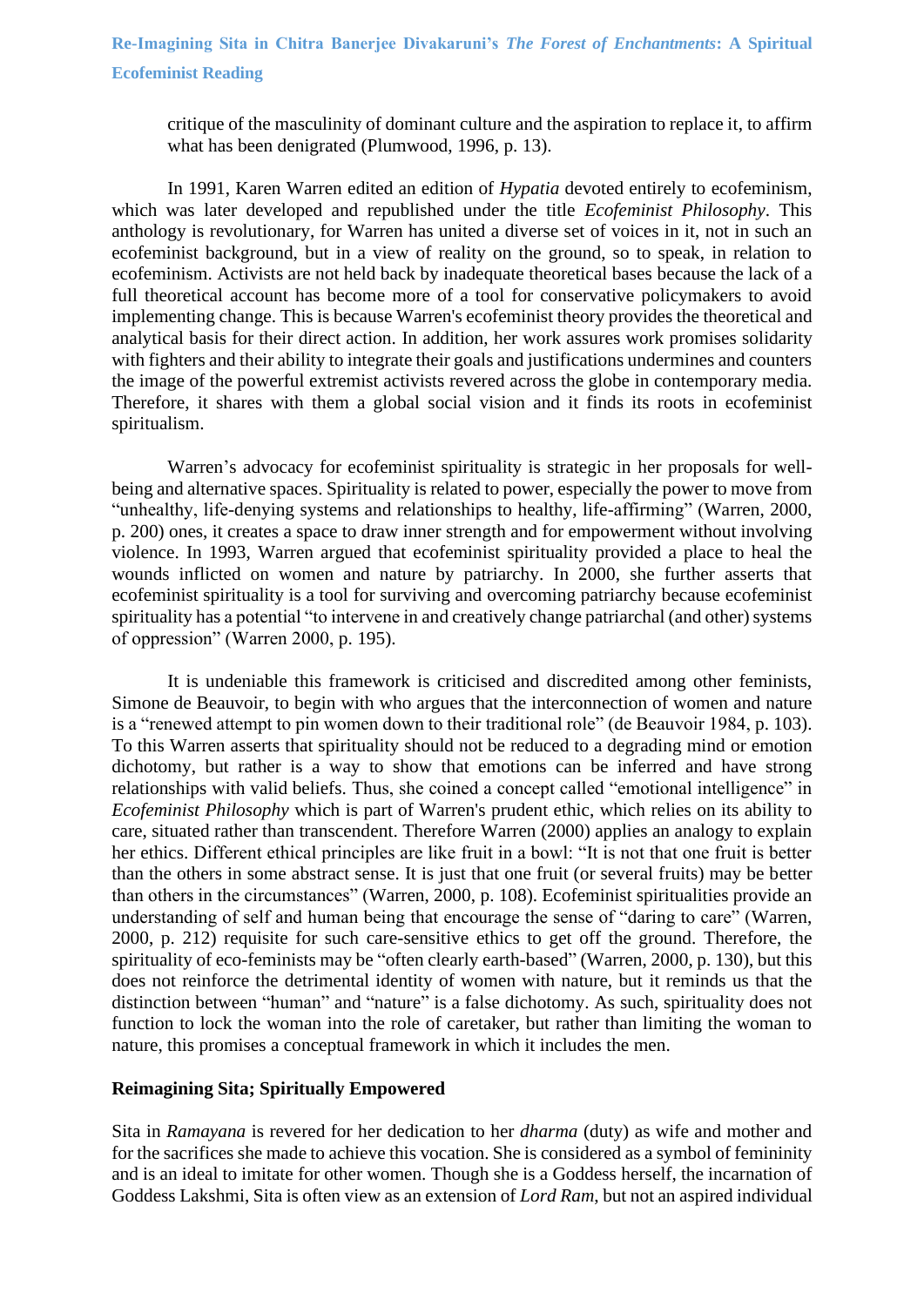critique of the masculinity of dominant culture and the aspiration to replace it, to affirm what has been denigrated (Plumwood, 1996, p. 13).

In 1991, Karen Warren edited an edition of *Hypatia* devoted entirely to ecofeminism, which was later developed and republished under the title *Ecofeminist Philosophy*. This anthology is revolutionary, for Warren has united a diverse set of voices in it, not in such an ecofeminist background, but in a view of reality on the ground, so to speak, in relation to ecofeminism. Activists are not held back by inadequate theoretical bases because the lack of a full theoretical account has become more of a tool for conservative policymakers to avoid implementing change. This is because Warren's ecofeminist theory provides the theoretical and analytical basis for their direct action. In addition, her work assures work promises solidarity with fighters and their ability to integrate their goals and justifications undermines and counters the image of the powerful extremist activists revered across the globe in contemporary media. Therefore, it shares with them a global social vision and it finds its roots in ecofeminist spiritualism.

Warren's advocacy for ecofeminist spirituality is strategic in her proposals for well-being and alternative spaces. Spirituality is related to power, especially the power to move from "unhealthy, life-denying systems and relationships to healthy, life-affirming" (Warren, 2000, p. 200) ones, it creates a space to draw inner strength and for empowerment without involving violence. In 1993, Warren argued that ecofeminist spirituality provided a place to heal the wounds inflicted on women and nature by patriarchy. In 2000, she further asserts that ecofeminist spirituality is a tool for surviving and overcoming patriarchy because ecofeminist spirituality has a potential "to intervene in and creatively change patriarchal (and other) systems of oppression" (Warren 2000, p. 195).

It is undeniable this framework is criticised and discredited among other feminists, Simone de Beauvoir, to begin with who argues that the interconnection of women and nature is a "renewed attempt to pin women down to their traditional role" (de Beauvoir 1984, p. 103). To this Warren asserts that spirituality should not be reduced to a degrading mind or emotion dichotomy, but rather is a way to show that emotions can be inferred and have strong relationships with valid beliefs. Thus, she coined a concept called "emotional intelligence" in *Ecofeminist Philosophy* which is part of Warren's prudent ethic, which relies on its ability to care, situated rather than transcendent. Therefore Warren (2000) applies an analogy to explain her ethics. Different ethical principles are like fruit in a bowl: "It is not that one fruit is better than the others in some abstract sense. It is just that one fruit (or several fruits) may be better than others in the circumstances" (Warren, 2000, p. 108). Ecofeminist spiritualities provide an understanding of self and human being that encourage the sense of "daring to care" (Warren, 2000, p. 212) requisite for such care-sensitive ethics to get off the ground. Therefore, the spirituality of eco-feminists may be "often clearly earth-based" (Warren, 2000, p. 130), but this does not reinforce the detrimental identity of women with nature, but it reminds us that the distinction between "human" and "nature" is a false dichotomy. As such, spirituality does not function to lock the woman into the role of caretaker, but rather than limiting the woman to nature, this promises a conceptual framework in which it includes the men.

**Reimagining Sita; Spiritually Empowered**

Sita in *Ramayana* is revered for her dedication to her *dharma* (duty) as wife and mother and for the sacrifices she made to achieve this vocation. She is considered as a symbol of femininity and is an ideal to imitate for other women. Though she is a Goddess herself, the incarnation of Goddess Lakshmi, Sita is often view as an extension of *Lord Ram*, but not an aspired individual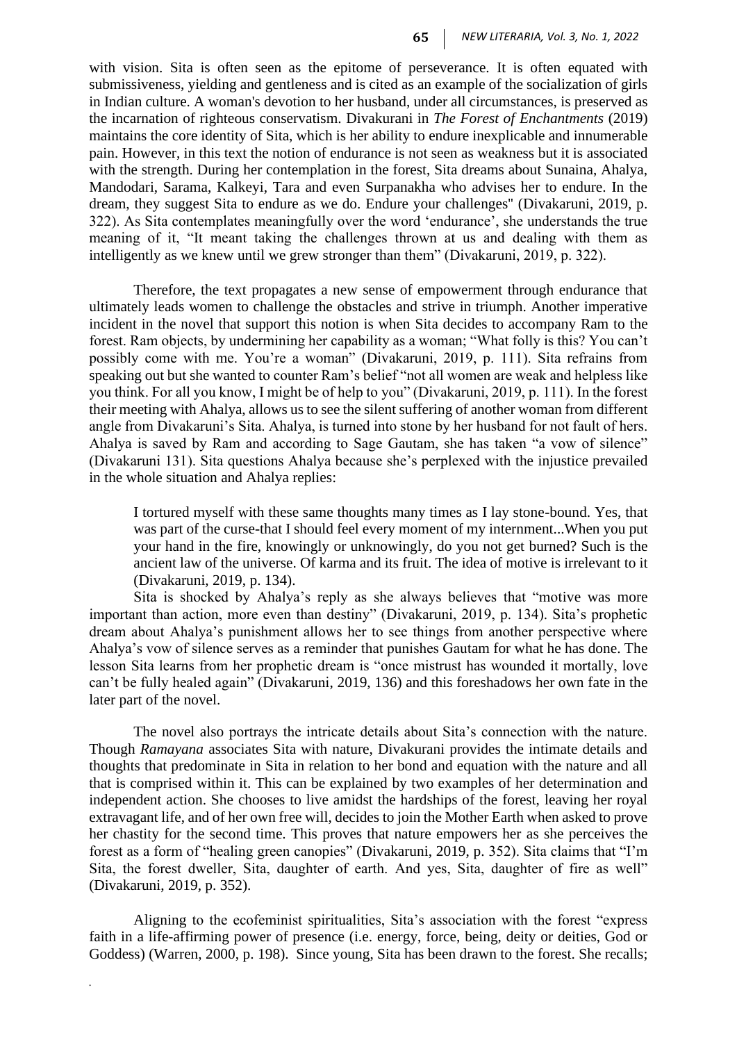with vision. Sita is often seen as the epitome of perseverance. It is often equated with submissiveness, yielding and gentleness and is cited as an example of the socialization of girls in Indian culture. A woman's devotion to her husband, under all circumstances, is preserved as the incarnation of righteous conservatism. Divakurani in *The Forest of Enchantments* (2019) maintains the core identity of Sita, which is her ability to endure inexplicable and innumerable pain. However, in this text the notion of endurance is not seen as weakness but it is associated with the strength. During her contemplation in the forest, Sita dreams about Sunaina, Ahalya, Mandodari, Sarama, Kalkeyi, Tara and even Surpanakha who advises her to endure. In the dream, they suggest Sita to endure as we do. Endure your challenges" (Divakaruni, 2019, p. 322). As Sita contemplates meaningfully over the word 'endurance', she understands the true meaning of it, "It meant taking the challenges thrown at us and dealing with them as intelligently as we knew until we grew stronger than them" (Divakaruni, 2019, p. 322).

Therefore, the text propagates a new sense of empowerment through endurance that ultimately leads women to challenge the obstacles and strive in triumph. Another imperative incident in the novel that support this notion is when Sita decides to accompany Ram to the forest. Ram objects, by undermining her capability as a woman; "What folly is this? You can't possibly come with me. You're a woman" (Divakaruni, 2019, p. 111). Sita refrains from speaking out but she wanted to counter Ram's belief "not all women are weak and helpless like you think. For all you know, I might be of help to you" (Divakaruni, 2019, p. 111). In the forest their meeting with Ahalya, allows us to see the silent suffering of another woman from different angle from Divakaruni's Sita. Ahalya, is turned into stone by her husband for not fault of hers. Ahalya is saved by Ram and according to Sage Gautam, she has taken "a vow of silence" (Divakaruni 131). Sita questions Ahalya because she's perplexed with the injustice prevailed in the whole situation and Ahalya replies:

> I tortured myself with these same thoughts many times as I lay stone-bound. Yes, that was part of the curse-that I should feel every moment of my internment...When you put your hand in the fire, knowingly or unknowingly, do you not get burned? Such is the ancient law of the universe. Of karma and its fruit. The idea of motive is irrelevant to it (Divakaruni, 2019, p. 134).

Sita is shocked by Ahalya's reply as she always believes that "motive was more important than action, more even than destiny" (Divakaruni, 2019, p. 134). Sita's prophetic dream about Ahalya's punishment allows her to see things from another perspective where Ahalya's vow of silence serves as a reminder that punishes Gautam for what he has done. The lesson Sita learns from her prophetic dream is "once mistrust has wounded it mortally, love can't be fully healed again" (Divakaruni, 2019, 136) and this foreshadows her own fate in the later part of the novel.

The novel also portrays the intricate details about Sita's connection with the nature. Though *Ramayana* associates Sita with nature, Divakurani provides the intimate details and thoughts that predominate in Sita in relation to her bond and equation with the nature and all that is comprised within it. This can be explained by two examples of her determination and independent action. She chooses to live amidst the hardships of the forest, leaving her royal extravagant life, and of her own free will, decides to join the Mother Earth when asked to prove her chastity for the second time. This proves that nature empowers her as she perceives the forest as a form of "healing green canopies" (Divakaruni, 2019, p. 352). Sita claims that "I'm Sita, the forest dweller, Sita, daughter of earth. And yes, Sita, daughter of fire as well" (Divakaruni, 2019, p. 352).

Aligning to the ecofeminist spiritualities, Sita's association with the forest "express faith in a life-affirming power of presence (i.e. energy, force, being, deity or deities, God or Goddess) (Warren, 2000, p. 198). Since young, Sita has been drawn to the forest. She recalls;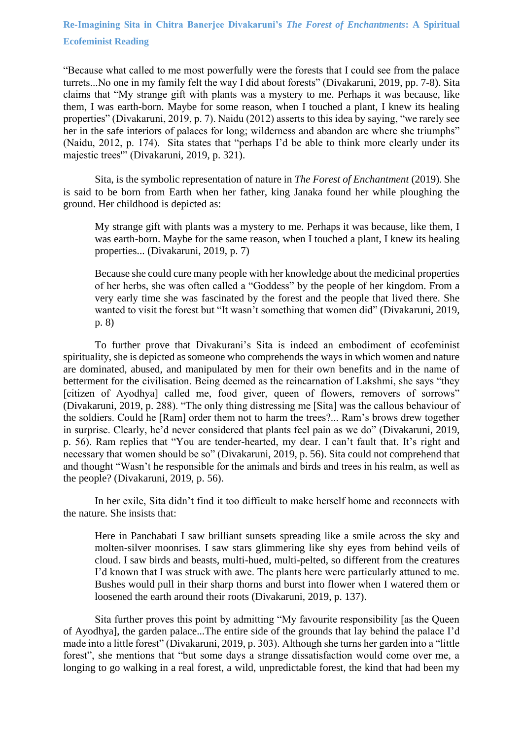"Because what called to me most powerfully were the forests that I could see from the palace turrets...No one in my family felt the way I did about forests" (Divakaruni, 2019, pp. 7-8). Sita claims that "My strange gift with plants was a mystery to me. Perhaps it was because, like them, I was earth-born. Maybe for some reason, when I touched a plant, I knew its healing properties" (Divakaruni, 2019, p. 7). Naidu (2012) asserts to this idea by saying, "we rarely see her in the safe interiors of palaces for long; wilderness and abandon are where she triumphs" (Naidu, 2012, p. 174). Sita states that "perhaps I'd be able to think more clearly under its majestic trees'" (Divakaruni, 2019, p. 321).

Sita, is the symbolic representation of nature in *The Forest of Enchantment* (2019). She is said to be born from Earth when her father, king Janaka found her while ploughing the ground. Her childhood is depicted as:

> My strange gift with plants was a mystery to me. Perhaps it was because, like them, I was earth-born. Maybe for the same reason, when I touched a plant, I knew its healing properties... (Divakaruni, 2019, p. 7)
>
> Because she could cure many people with her knowledge about the medicinal properties of her herbs, she was often called a "Goddess" by the people of her kingdom. From a very early time she was fascinated by the forest and the people that lived there. She wanted to visit the forest but "It wasn't something that women did" (Divakaruni, 2019, p. 8)

To further prove that Divakurani's Sita is indeed an embodiment of ecofeminist spirituality, she is depicted as someone who comprehends the ways in which women and nature are dominated, abused, and manipulated by men for their own benefits and in the name of betterment for the civilisation. Being deemed as the reincarnation of Lakshmi, she says "they [citizen of Ayodhya] called me, food giver, queen of flowers, removers of sorrows" (Divakaruni, 2019, p. 288). "The only thing distressing me [Sita] was the callous behaviour of the soldiers. Could he [Ram] order them not to harm the trees?... Ram's brows drew together in surprise. Clearly, he'd never considered that plants feel pain as we do" (Divakaruni, 2019, p. 56). Ram replies that "You are tender-hearted, my dear. I can't fault that. It's right and necessary that women should be so" (Divakaruni, 2019, p. 56). Sita could not comprehend that and thought "Wasn't he responsible for the animals and birds and trees in his realm, as well as the people? (Divakaruni, 2019, p. 56).

In her exile, Sita didn't find it too difficult to make herself home and reconnects with the nature. She insists that:

> Here in Panchabati I saw brilliant sunsets spreading like a smile across the sky and molten-silver moonrises. I saw stars glimmering like shy eyes from behind veils of cloud. I saw birds and beasts, multi-hued, multi-pelted, so different from the creatures I'd known that I was struck with awe. The plants here were particularly attuned to me. Bushes would pull in their sharp thorns and burst into flower when I watered them or loosened the earth around their roots (Divakaruni, 2019, p. 137).

Sita further proves this point by admitting "My favourite responsibility [as the Queen of Ayodhya], the garden palace...The entire side of the grounds that lay behind the palace I'd made into a little forest" (Divakaruni, 2019, p. 303). Although she turns her garden into a "little forest", she mentions that "but some days a strange dissatisfaction would come over me, a longing to go walking in a real forest, a wild, unpredictable forest, the kind that had been my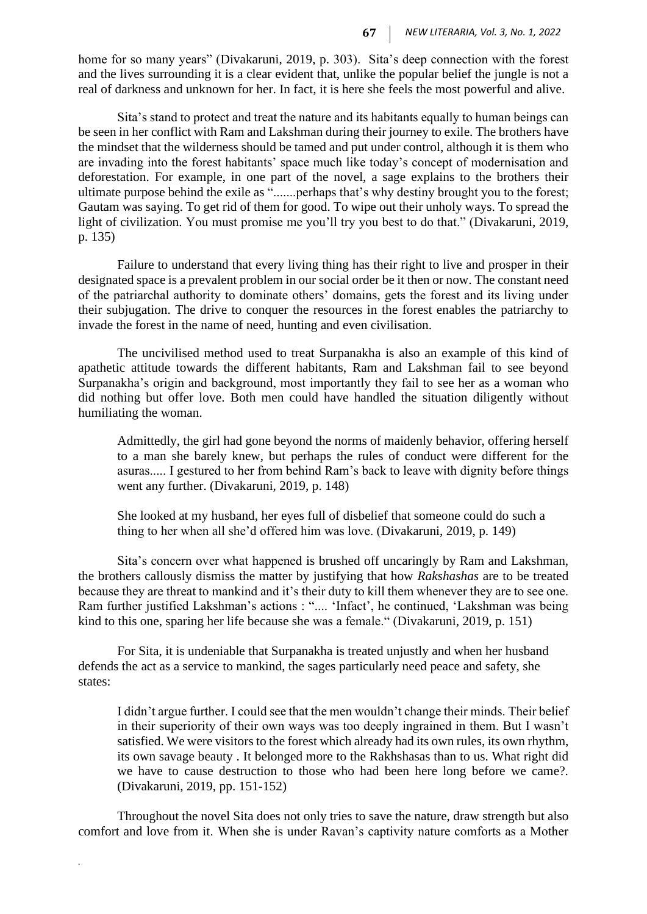home for so many years" (Divakaruni, 2019, p. 303). Sita's deep connection with the forest and the lives surrounding it is a clear evident that, unlike the popular belief the jungle is not a real of darkness and unknown for her. In fact, it is here she feels the most powerful and alive.

Sita's stand to protect and treat the nature and its habitants equally to human beings can be seen in her conflict with Ram and Lakshman during their journey to exile. The brothers have the mindset that the wilderness should be tamed and put under control, although it is them who are invading into the forest habitants' space much like today's concept of modernisation and deforestation. For example, in one part of the novel, a sage explains to the brothers their ultimate purpose behind the exile as ".......perhaps that's why destiny brought you to the forest; Gautam was saying. To get rid of them for good. To wipe out their unholy ways. To spread the light of civilization. You must promise me you'll try you best to do that." (Divakaruni, 2019, p. 135)

Failure to understand that every living thing has their right to live and prosper in their designated space is a prevalent problem in our social order be it then or now. The constant need of the patriarchal authority to dominate others' domains, gets the forest and its living under their subjugation. The drive to conquer the resources in the forest enables the patriarchy to invade the forest in the name of need, hunting and even civilisation.

The uncivilised method used to treat Surpanakha is also an example of this kind of apathetic attitude towards the different habitants, Ram and Lakshman fail to see beyond Surpanakha's origin and background, most importantly they fail to see her as a woman who did nothing but offer love. Both men could have handled the situation diligently without humiliating the woman.

> Admittedly, the girl had gone beyond the norms of maidenly behavior, offering herself to a man she barely knew, but perhaps the rules of conduct were different for the asuras..... I gestured to her from behind Ram's back to leave with dignity before things went any further. (Divakaruni, 2019, p. 148)

> She looked at my husband, her eyes full of disbelief that someone could do such a thing to her when all she'd offered him was love. (Divakaruni, 2019, p. 149)

Sita's concern over what happened is brushed off uncaringly by Ram and Lakshman, the brothers callously dismiss the matter by justifying that how *Rakshashas* are to be treated because they are threat to mankind and it's their duty to kill them whenever they are to see one. Ram further justified Lakshman's actions : ".... 'Infact', he continued, 'Lakshman was being kind to this one, sparing her life because she was a female." (Divakaruni, 2019, p. 151)

For Sita, it is undeniable that Surpanakha is treated unjustly and when her husband defends the act as a service to mankind, the sages particularly need peace and safety, she states:

> I didn't argue further. I could see that the men wouldn't change their minds. Their belief in their superiority of their own ways was too deeply ingrained in them. But I wasn't satisfied. We were visitors to the forest which already had its own rules, its own rhythm, its own savage beauty . It belonged more to the Rakhshasas than to us. What right did we have to cause destruction to those who had been here long before we came?. (Divakaruni, 2019, pp. 151-152)

Throughout the novel Sita does not only tries to save the nature, draw strength but also comfort and love from it. When she is under Ravan's captivity nature comforts as a Mother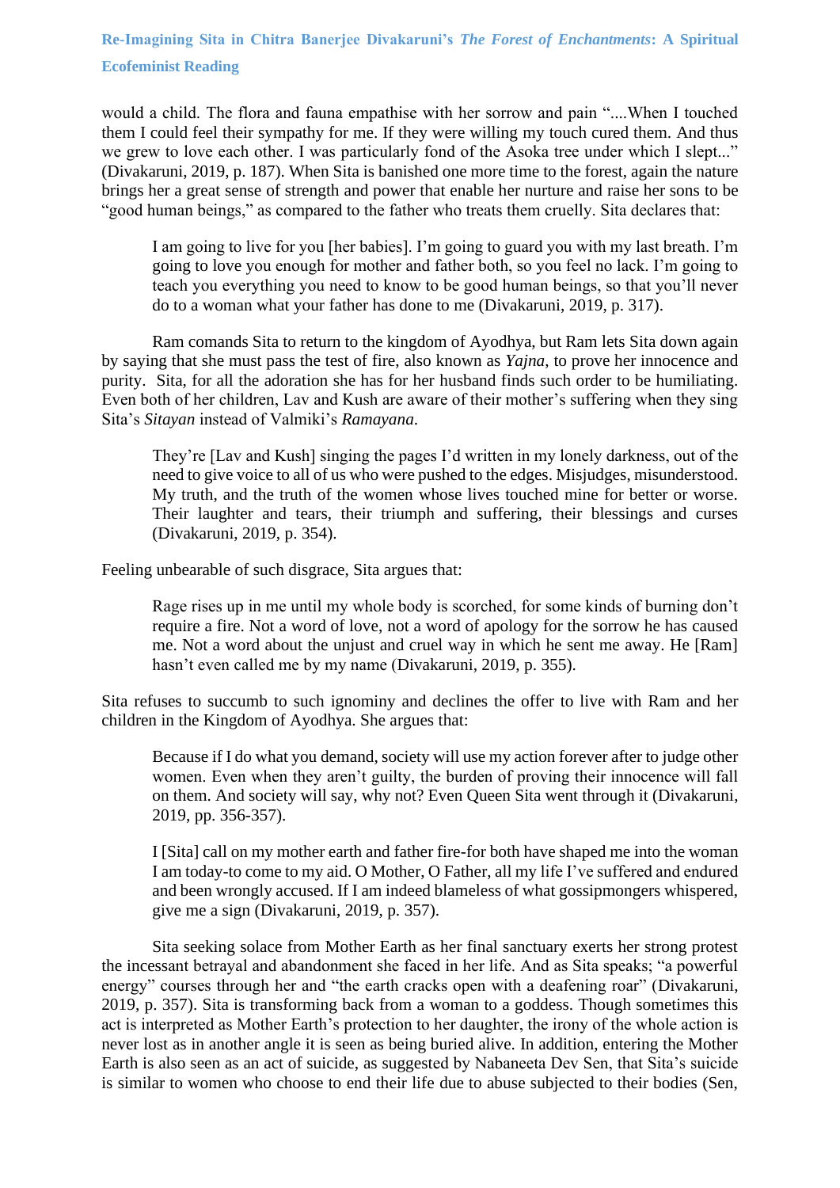would a child. The flora and fauna empathise with her sorrow and pain "....When I touched them I could feel their sympathy for me. If they were willing my touch cured them. And thus we grew to love each other. I was particularly fond of the Asoka tree under which I slept..." (Divakaruni, 2019, p. 187). When Sita is banished one more time to the forest, again the nature brings her a great sense of strength and power that enable her nurture and raise her sons to be "good human beings," as compared to the father who treats them cruelly. Sita declares that:

> I am going to live for you [her babies]. I'm going to guard you with my last breath. I'm going to love you enough for mother and father both, so you feel no lack. I'm going to teach you everything you need to know to be good human beings, so that you'll never do to a woman what your father has done to me (Divakaruni, 2019, p. 317).

Ram comands Sita to return to the kingdom of Ayodhya, but Ram lets Sita down again by saying that she must pass the test of fire, also known as *Yajna*, to prove her innocence and purity. Sita, for all the adoration she has for her husband finds such order to be humiliating. Even both of her children, Lav and Kush are aware of their mother's suffering when they sing Sita's *Sitayan* instead of Valmiki's *Ramayana*.

> They're [Lav and Kush] singing the pages I'd written in my lonely darkness, out of the need to give voice to all of us who were pushed to the edges. Misjudges, misunderstood. My truth, and the truth of the women whose lives touched mine for better or worse. Their laughter and tears, their triumph and suffering, their blessings and curses (Divakaruni, 2019, p. 354).

Feeling unbearable of such disgrace, Sita argues that:

> Rage rises up in me until my whole body is scorched, for some kinds of burning don't require a fire. Not a word of love, not a word of apology for the sorrow he has caused me. Not a word about the unjust and cruel way in which he sent me away. He [Ram] hasn't even called me by my name (Divakaruni, 2019, p. 355).

Sita refuses to succumb to such ignominy and declines the offer to live with Ram and her children in the Kingdom of Ayodhya. She argues that:

> Because if I do what you demand, society will use my action forever after to judge other women. Even when they aren't guilty, the burden of proving their innocence will fall on them. And society will say, why not? Even Queen Sita went through it (Divakaruni, 2019, pp. 356-357).
>
> I [Sita] call on my mother earth and father fire-for both have shaped me into the woman I am today-to come to my aid. O Mother, O Father, all my life I've suffered and endured and been wrongly accused. If I am indeed blameless of what gossipmongers whispered, give me a sign (Divakaruni, 2019, p. 357).

Sita seeking solace from Mother Earth as her final sanctuary exerts her strong protest the incessant betrayal and abandonment she faced in her life. And as Sita speaks; "a powerful energy" courses through her and "the earth cracks open with a deafening roar" (Divakaruni, 2019, p. 357). Sita is transforming back from a woman to a goddess. Though sometimes this act is interpreted as Mother Earth's protection to her daughter, the irony of the whole action is never lost as in another angle it is seen as being buried alive. In addition, entering the Mother Earth is also seen as an act of suicide, as suggested by Nabaneeta Dev Sen, that Sita's suicide is similar to women who choose to end their life due to abuse subjected to their bodies (Sen,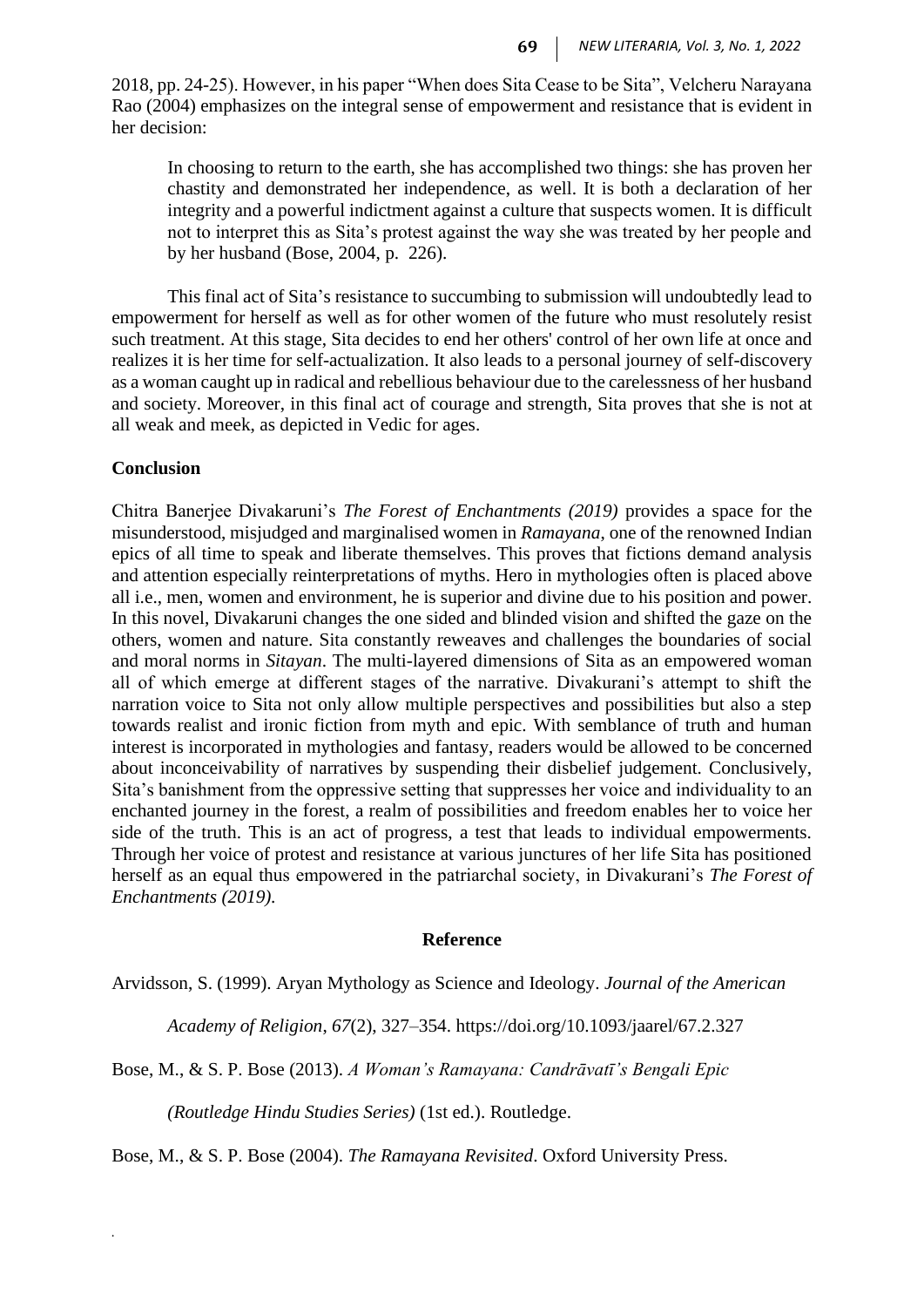2018, pp. 24-25). However, in his paper "When does Sita Cease to be Sita", Velcheru Narayana Rao (2004) emphasizes on the integral sense of empowerment and resistance that is evident in her decision:

> In choosing to return to the earth, she has accomplished two things: she has proven her chastity and demonstrated her independence, as well. It is both a declaration of her integrity and a powerful indictment against a culture that suspects women. It is difficult not to interpret this as Sita's protest against the way she was treated by her people and by her husband (Bose, 2004, p. 226).

This final act of Sita's resistance to succumbing to submission will undoubtedly lead to empowerment for herself as well as for other women of the future who must resolutely resist such treatment. At this stage, Sita decides to end her others' control of her own life at once and realizes it is her time for self-actualization. It also leads to a personal journey of self-discovery as a woman caught up in radical and rebellious behaviour due to the carelessness of her husband and society. Moreover, in this final act of courage and strength, Sita proves that she is not at all weak and meek, as depicted in Vedic for ages.

## Conclusion

Chitra Banerjee Divakaruni's *The Forest of Enchantments (2019)* provides a space for the misunderstood, misjudged and marginalised women in *Ramayana*, one of the renowned Indian epics of all time to speak and liberate themselves. This proves that fictions demand analysis and attention especially reinterpretations of myths. Hero in mythologies often is placed above all i.e., men, women and environment, he is superior and divine due to his position and power. In this novel, Divakaruni changes the one sided and blinded vision and shifted the gaze on the others, women and nature. Sita constantly reweaves and challenges the boundaries of social and moral norms in *Sitayan*. The multi-layered dimensions of Sita as an empowered woman all of which emerge at different stages of the narrative. Divakurani's attempt to shift the narration voice to Sita not only allow multiple perspectives and possibilities but also a step towards realist and ironic fiction from myth and epic. With semblance of truth and human interest is incorporated in mythologies and fantasy, readers would be allowed to be concerned about inconceivability of narratives by suspending their disbelief judgement. Conclusively, Sita's banishment from the oppressive setting that suppresses her voice and individuality to an enchanted journey in the forest, a realm of possibilities and freedom enables her to voice her side of the truth. This is an act of progress, a test that leads to individual empowerments. Through her voice of protest and resistance at various junctures of her life Sita has positioned herself as an equal thus empowered in the patriarchal society, in Divakurani's *The Forest of Enchantments (2019).*

## Reference

Arvidsson, S. (1999). Aryan Mythology as Science and Ideology. *Journal of the American Academy of Religion*, *67*(2), 327–354. https://doi.org/10.1093/jaarel/67.2.327

Bose, M., & S. P. Bose (2013). *A Woman's Ramayana: Candrāvatī's Bengali Epic (Routledge Hindu Studies Series)* (1st ed.). Routledge.

Bose, M., & S. P. Bose (2004). *The Ramayana Revisited*. Oxford University Press.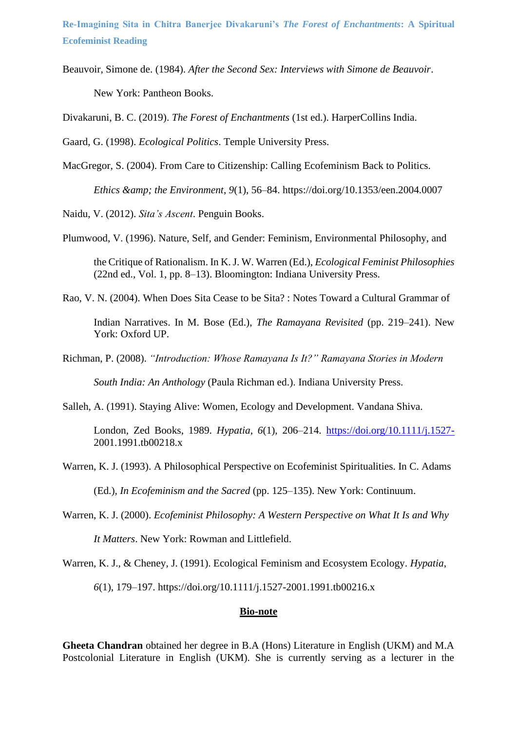Beauvoir, Simone de. (1984). *After the Second Sex: Interviews with Simone de Beauvoir*. New York: Pantheon Books.

Divakaruni, B. C. (2019). *The Forest of Enchantments* (1st ed.). HarperCollins India.

Gaard, G. (1998). *Ecological Politics*. Temple University Press.

MacGregor, S. (2004). From Care to Citizenship: Calling Ecofeminism Back to Politics. *Ethics &amp; the Environment*, *9*(1), 56–84. https://doi.org/10.1353/een.2004.0007

Naidu, V. (2012). *Sita's Ascent*. Penguin Books.

Plumwood, V. (1996). Nature, Self, and Gender: Feminism, Environmental Philosophy, and the Critique of Rationalism. In K. J. W. Warren (Ed.), *Ecological Feminist Philosophies* (22nd ed., Vol. 1, pp. 8–13). Bloomington: Indiana University Press.

Rao, V. N. (2004). When Does Sita Cease to be Sita? : Notes Toward a Cultural Grammar of Indian Narratives. In M. Bose (Ed.), *The Ramayana Revisited* (pp. 219–241). New York: Oxford UP.

Richman, P. (2008). *"Introduction: Whose Ramayana Is It?" Ramayana Stories in Modern South India: An Anthology* (Paula Richman ed.). Indiana University Press.

Salleh, A. (1991). Staying Alive: Women, Ecology and Development. Vandana Shiva. London, Zed Books, 1989. *Hypatia*, *6*(1), 206–214. https://doi.org/10.1111/j.1527-2001.1991.tb00218.x

Warren, K. J. (1993). A Philosophical Perspective on Ecofeminist Spiritualities. In C. Adams (Ed.), *In Ecofeminism and the Sacred* (pp. 125–135). New York: Continuum.

Warren, K. J. (2000). *Ecofeminist Philosophy: A Western Perspective on What It Is and Why It Matters*. New York: Rowman and Littlefield.

Warren, K. J., & Cheney, J. (1991). Ecological Feminism and Ecosystem Ecology. *Hypatia*, *6*(1), 179–197. https://doi.org/10.1111/j.1527-2001.1991.tb00216.x

## Bio-note

**Gheeta Chandran** obtained her degree in B.A (Hons) Literature in English (UKM) and M.A Postcolonial Literature in English (UKM). She is currently serving as a lecturer in the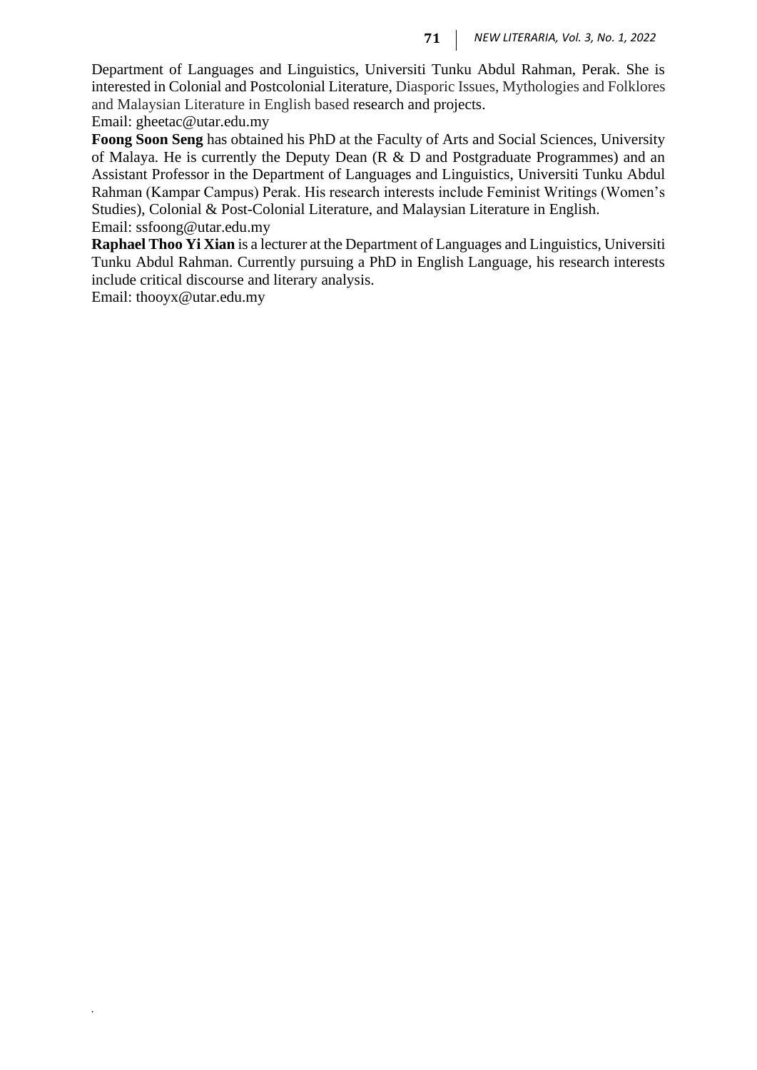Department of Languages and Linguistics, Universiti Tunku Abdul Rahman, Perak. She is interested in Colonial and Postcolonial Literature, Diasporic Issues, Mythologies and Folklores and Malaysian Literature in English based research and projects.
Email: gheetac@utar.edu.my

**Foong Soon Seng** has obtained his PhD at the Faculty of Arts and Social Sciences, University of Malaya. He is currently the Deputy Dean (R & D and Postgraduate Programmes) and an Assistant Professor in the Department of Languages and Linguistics, Universiti Tunku Abdul Rahman (Kampar Campus) Perak. His research interests include Feminist Writings (Women's Studies), Colonial & Post-Colonial Literature, and Malaysian Literature in English.
Email: ssfoong@utar.edu.my

**Raphael Thoo Yi Xian** is a lecturer at the Department of Languages and Linguistics, Universiti Tunku Abdul Rahman. Currently pursuing a PhD in English Language, his research interests include critical discourse and literary analysis.
Email: thooyx@utar.edu.my